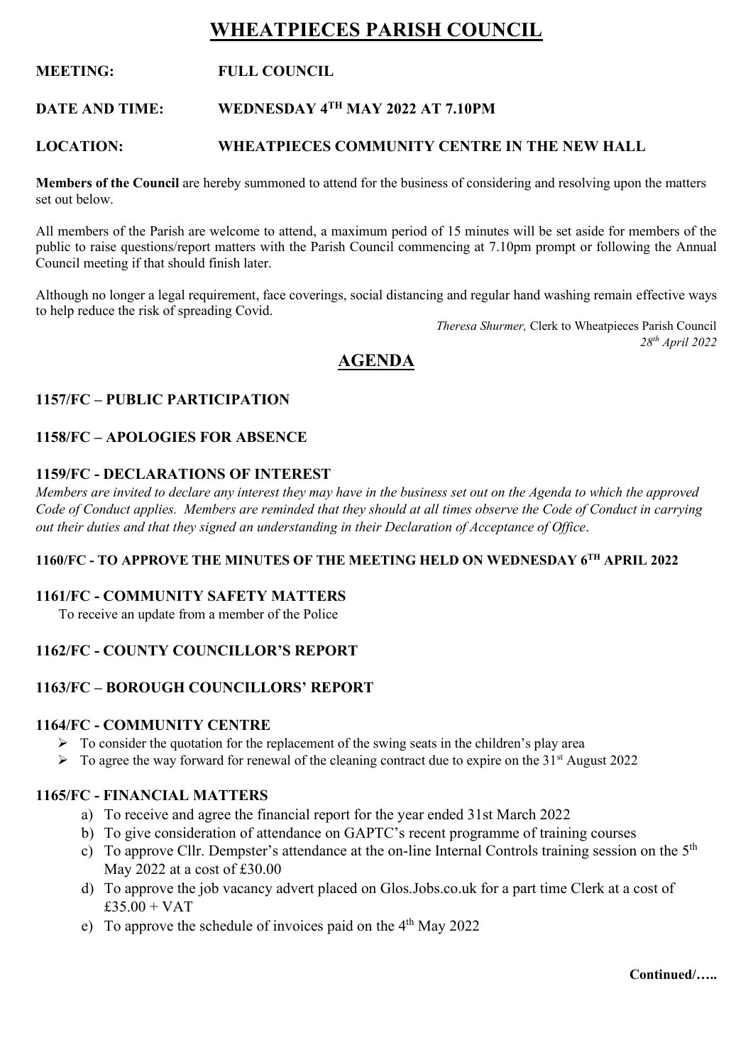# WHEATPIECES PARISH COUNCIL

**MEETING:** **FULL COUNCIL**

**DATE AND TIME:** **WEDNESDAY 4TH MAY 2022 AT 7.10PM**

**LOCATION:** **WHEATPIECES COMMUNITY CENTRE IN THE NEW HALL**

**Members of the Council** are hereby summoned to attend for the business of considering and resolving upon the matters set out below.

All members of the Parish are welcome to attend, a maximum period of 15 minutes will be set aside for members of the public to raise questions/report matters with the Parish Council commencing at 7.10pm prompt or following the Annual Council meeting if that should finish later.

Although no longer a legal requirement, face coverings, social distancing and regular hand washing remain effective ways to help reduce the risk of spreading Covid.

*Theresa Shurmer,* Clerk to Wheatpieces Parish Council
*28th April 2022*

## AGENDA

### 1157/FC – PUBLIC PARTICIPATION

### 1158/FC – APOLOGIES FOR ABSENCE

### 1159/FC - DECLARATIONS OF INTEREST

*Members are invited to declare any interest they may have in the business set out on the Agenda to which the approved Code of Conduct applies. Members are reminded that they should at all times observe the Code of Conduct in carrying out their duties and that they signed an understanding in their Declaration of Acceptance of Office.*

### 1160/FC - TO APPROVE THE MINUTES OF THE MEETING HELD ON WEDNESDAY 6TH APRIL 2022

### 1161/FC - COMMUNITY SAFETY MATTERS

To receive an update from a member of the Police

### 1162/FC - COUNTY COUNCILLOR'S REPORT

### 1163/FC – BOROUGH COUNCILLORS' REPORT

### 1164/FC - COMMUNITY CENTRE

- To consider the quotation for the replacement of the swing seats in the children's play area
- To agree the way forward for renewal of the cleaning contract due to expire on the 31st August 2022

### 1165/FC - FINANCIAL MATTERS

a) To receive and agree the financial report for the year ended 31st March 2022
b) To give consideration of attendance on GAPTC's recent programme of training courses
c) To approve Cllr. Dempster's attendance at the on-line Internal Controls training session on the 5th May 2022 at a cost of £30.00
d) To approve the job vacancy advert placed on Glos.Jobs.co.uk for a part time Clerk at a cost of £35.00 + VAT
e) To approve the schedule of invoices paid on the 4th May 2022

**Continued/…..**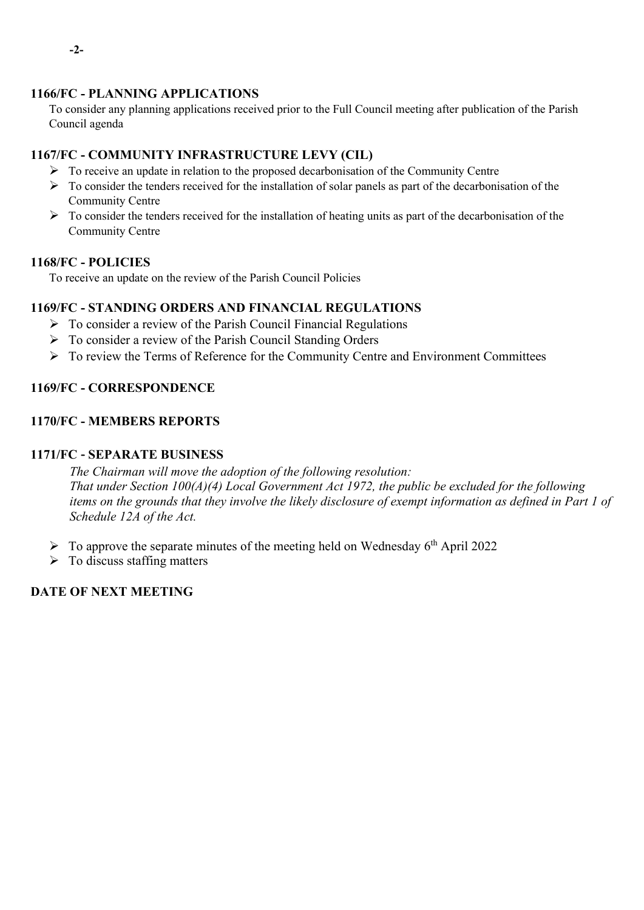## 1166/FC - PLANNING APPLICATIONS

To consider any planning applications received prior to the Full Council meeting after publication of the Parish Council agenda

## 1167/FC - COMMUNITY INFRASTRUCTURE LEVY (CIL)

- To receive an update in relation to the proposed decarbonisation of the Community Centre
- To consider the tenders received for the installation of solar panels as part of the decarbonisation of the Community Centre
- To consider the tenders received for the installation of heating units as part of the decarbonisation of the Community Centre

## 1168/FC - POLICIES

To receive an update on the review of the Parish Council Policies

## 1169/FC - STANDING ORDERS AND FINANCIAL REGULATIONS

- To consider a review of the Parish Council Financial Regulations
- To consider a review of the Parish Council Standing Orders
- To review the Terms of Reference for the Community Centre and Environment Committees

## 1169/FC - CORRESPONDENCE

## 1170/FC - MEMBERS REPORTS

## 1171/FC - SEPARATE BUSINESS

*The Chairman will move the adoption of the following resolution:*
*That under Section 100(A)(4) Local Government Act 1972, the public be excluded for the following items on the grounds that they involve the likely disclosure of exempt information as defined in Part 1 of Schedule 12A of the Act.*

- To approve the separate minutes of the meeting held on Wednesday 6th April 2022
- To discuss staffing matters

## DATE OF NEXT MEETING